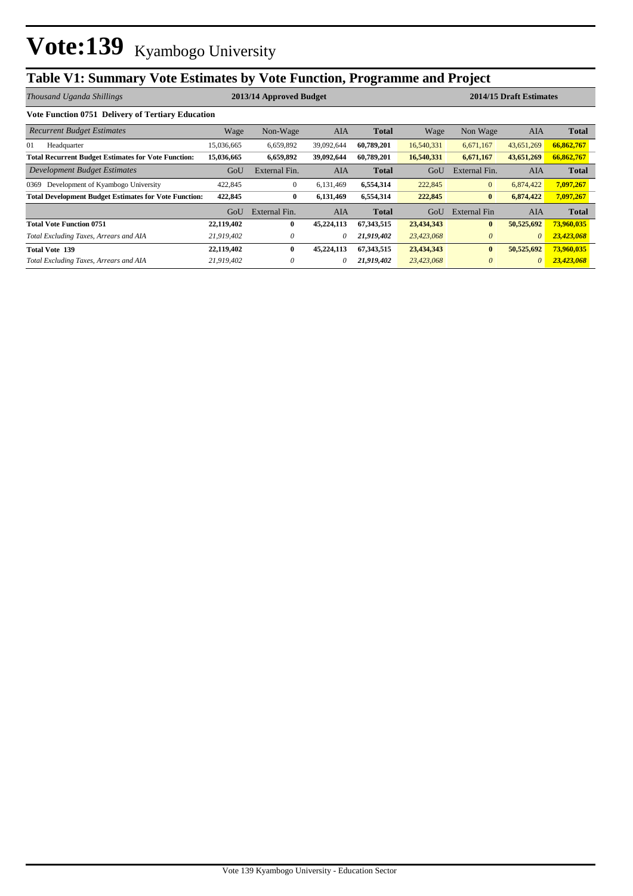# Vote:139 Kyambogo University

## Table V1: Summary Vote Estimates by Vote Function, Programme and Project

| *Thousand Uganda Shillings* | 2013/14 Approved Budget | | | | 2014/15 Draft Estimates | | | |
|---|---|---|---|---|---|---|---|---|
| **Vote Function 0751 Delivery of Tertiary Education** | | | | | | | | |
| *Recurrent Budget Estimates* | Wage | Non-Wage | AIA | **Total** | Wage | Non Wage | AIA | **Total** |
| 01 Headquarter | 15,036,665 | 6,659,892 | 39,092,644 | **60,789,201** | 16,540,331 | 6,671,167 | 43,651,269 | **66,862,767** |
| **Total Recurrent Budget Estimates for Vote Function:** | **15,036,665** | **6,659,892** | **39,092,644** | **60,789,201** | **16,540,331** | **6,671,167** | **43,651,269** | **66,862,767** |
| *Development Budget Estimates* | GoU | External Fin. | AIA | **Total** | GoU | External Fin. | AIA | **Total** |
| 0369 Development of Kyambogo University | 422,845 | 0 | 6,131,469 | **6,554,314** | 222,845 | 0 | 6,874,422 | **7,097,267** |
| **Total Development Budget Estimates for Vote Function:** | **422,845** | **0** | **6,131,469** | **6,554,314** | **222,845** | **0** | **6,874,422** | **7,097,267** |
| | GoU | External Fin. | AIA | **Total** | GoU | External Fin | AIA | **Total** |
| **Total Vote Function 0751** | **22,119,402** | **0** | **45,224,113** | **67,343,515** | **23,434,343** | **0** | **50,525,692** | **73,960,035** |
| *Total Excluding Taxes, Arrears and AIA* | *21,919,402* | *0* | *0* | ***21,919,402*** | *23,423,068* | *0* | *0* | ***23,423,068*** |
| **Total Vote 139** | **22,119,402** | **0** | **45,224,113** | **67,343,515** | **23,434,343** | **0** | **50,525,692** | **73,960,035** |
| *Total Excluding Taxes, Arrears and AIA* | *21,919,402* | *0* | *0* | ***21,919,402*** | *23,423,068* | *0* | *0* | ***23,423,068*** |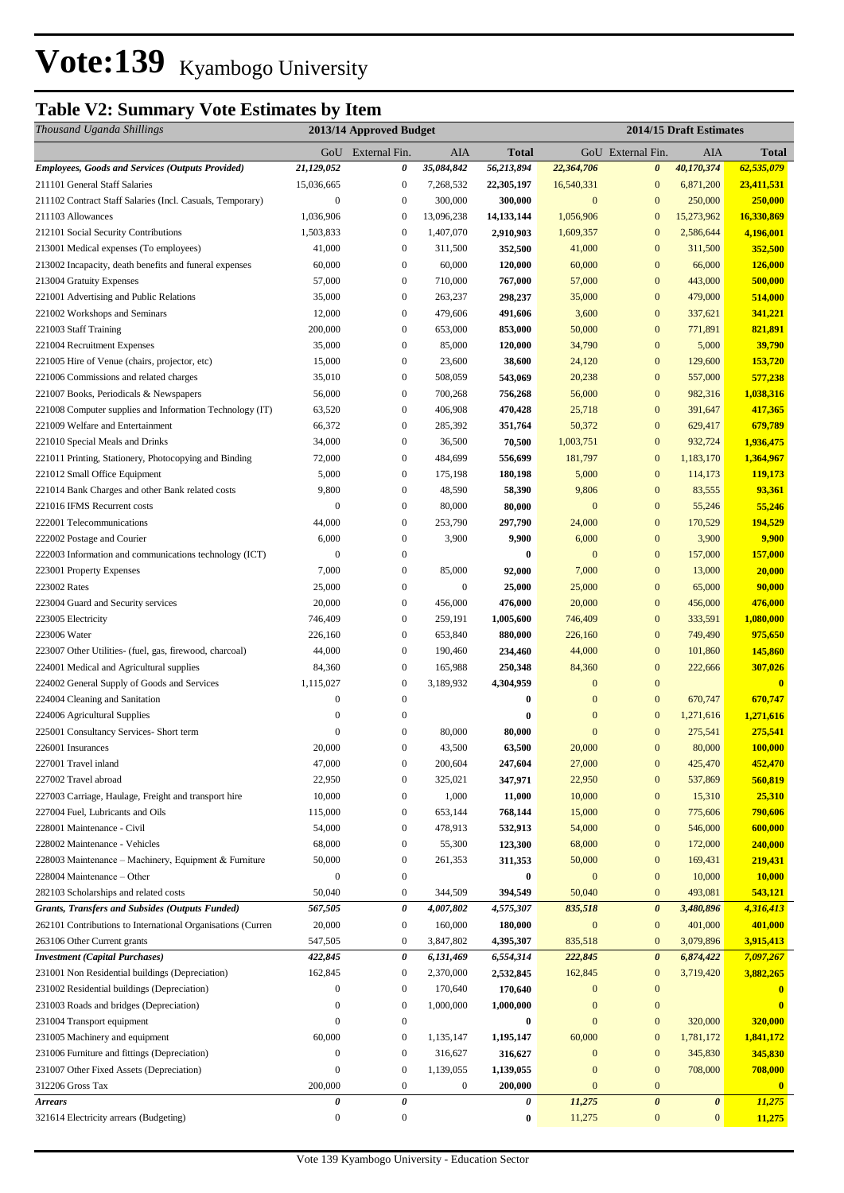# Vote:139 Kyambogo University

## Table V2: Summary Vote Estimates by Item

| *Thousand Uganda Shillings* | 2013/14 Approved Budget | | | | 2014/15 Draft Estimates | | | |
|---|---|---|---|---|---|---|---|---|
| | GoU | External Fin. | AIA | Total | GoU | External Fin. | AIA | Total |
| ***Employees, Goods and Services (Outputs Provided)*** | ***21,129,052*** | ***0*** | ***35,084,842*** | ***56,213,894*** | ***22,364,706*** | ***0*** | ***40,170,374*** | ***62,535,079*** |
| 211101 General Staff Salaries | 15,036,665 | 0 | 7,268,532 | **22,305,197** | 16,540,331 | 0 | 6,871,200 | **23,411,531** |
| 211102 Contract Staff Salaries (Incl. Casuals, Temporary) | 0 | 0 | 300,000 | **300,000** | 0 | 0 | 250,000 | **250,000** |
| 211103 Allowances | 1,036,906 | 0 | 13,096,238 | **14,133,144** | 1,056,906 | 0 | 15,273,962 | **16,330,869** |
| 212101 Social Security Contributions | 1,503,833 | 0 | 1,407,070 | **2,910,903** | 1,609,357 | 0 | 2,586,644 | **4,196,001** |
| 213001 Medical expenses (To employees) | 41,000 | 0 | 311,500 | **352,500** | 41,000 | 0 | 311,500 | **352,500** |
| 213002 Incapacity, death benefits and funeral expenses | 60,000 | 0 | 60,000 | **120,000** | 60,000 | 0 | 66,000 | **126,000** |
| 213004 Gratuity Expenses | 57,000 | 0 | 710,000 | **767,000** | 57,000 | 0 | 443,000 | **500,000** |
| 221001 Advertising and Public Relations | 35,000 | 0 | 263,237 | **298,237** | 35,000 | 0 | 479,000 | **514,000** |
| 221002 Workshops and Seminars | 12,000 | 0 | 479,606 | **491,606** | 3,600 | 0 | 337,621 | **341,221** |
| 221003 Staff Training | 200,000 | 0 | 653,000 | **853,000** | 50,000 | 0 | 771,891 | **821,891** |
| 221004 Recruitment Expenses | 35,000 | 0 | 85,000 | **120,000** | 34,790 | 0 | 5,000 | **39,790** |
| 221005 Hire of Venue (chairs, projector, etc) | 15,000 | 0 | 23,600 | **38,600** | 24,120 | 0 | 129,600 | **153,720** |
| 221006 Commissions and related charges | 35,010 | 0 | 508,059 | **543,069** | 20,238 | 0 | 557,000 | **577,238** |
| 221007 Books, Periodicals & Newspapers | 56,000 | 0 | 700,268 | **756,268** | 56,000 | 0 | 982,316 | **1,038,316** |
| 221008 Computer supplies and Information Technology (IT) | 63,520 | 0 | 406,908 | **470,428** | 25,718 | 0 | 391,647 | **417,365** |
| 221009 Welfare and Entertainment | 66,372 | 0 | 285,392 | **351,764** | 50,372 | 0 | 629,417 | **679,789** |
| 221010 Special Meals and Drinks | 34,000 | 0 | 36,500 | **70,500** | 1,003,751 | 0 | 932,724 | **1,936,475** |
| 221011 Printing, Stationery, Photocopying and Binding | 72,000 | 0 | 484,699 | **556,699** | 181,797 | 0 | 1,183,170 | **1,364,967** |
| 221012 Small Office Equipment | 5,000 | 0 | 175,198 | **180,198** | 5,000 | 0 | 114,173 | **119,173** |
| 221014 Bank Charges and other Bank related costs | 9,800 | 0 | 48,590 | **58,390** | 9,806 | 0 | 83,555 | **93,361** |
| 221016 IFMS Recurrent costs | 0 | 0 | 80,000 | **80,000** | 0 | 0 | 55,246 | **55,246** |
| 222001 Telecommunications | 44,000 | 0 | 253,790 | **297,790** | 24,000 | 0 | 170,529 | **194,529** |
| 222002 Postage and Courier | 6,000 | 0 | 3,900 | **9,900** | 6,000 | 0 | 3,900 | **9,900** |
| 222003 Information and communications technology (ICT) | 0 | 0 | | **0** | 0 | 0 | 157,000 | **157,000** |
| 223001 Property Expenses | 7,000 | 0 | 85,000 | **92,000** | 7,000 | 0 | 13,000 | **20,000** |
| 223002 Rates | 25,000 | 0 | 0 | **25,000** | 25,000 | 0 | 65,000 | **90,000** |
| 223004 Guard and Security services | 20,000 | 0 | 456,000 | **476,000** | 20,000 | 0 | 456,000 | **476,000** |
| 223005 Electricity | 746,409 | 0 | 259,191 | **1,005,600** | 746,409 | 0 | 333,591 | **1,080,000** |
| 223006 Water | 226,160 | 0 | 653,840 | **880,000** | 226,160 | 0 | 749,490 | **975,650** |
| 223007 Other Utilities- (fuel, gas, firewood, charcoal) | 44,000 | 0 | 190,460 | **234,460** | 44,000 | 0 | 101,860 | **145,860** |
| 224001 Medical and Agricultural supplies | 84,360 | 0 | 165,988 | **250,348** | 84,360 | 0 | 222,666 | **307,026** |
| 224002 General Supply of Goods and Services | 1,115,027 | 0 | 3,189,932 | **4,304,959** | 0 | 0 | | **0** |
| 224004 Cleaning and Sanitation | 0 | 0 | | **0** | 0 | 0 | 670,747 | **670,747** |
| 224006 Agricultural Supplies | 0 | 0 | | **0** | 0 | 0 | 1,271,616 | **1,271,616** |
| 225001 Consultancy Services- Short term | 0 | 0 | 80,000 | **80,000** | 0 | 0 | 275,541 | **275,541** |
| 226001 Insurances | 20,000 | 0 | 43,500 | **63,500** | 20,000 | 0 | 80,000 | **100,000** |
| 227001 Travel inland | 47,000 | 0 | 200,604 | **247,604** | 27,000 | 0 | 425,470 | **452,470** |
| 227002 Travel abroad | 22,950 | 0 | 325,021 | **347,971** | 22,950 | 0 | 537,869 | **560,819** |
| 227003 Carriage, Haulage, Freight and transport hire | 10,000 | 0 | 1,000 | **11,000** | 10,000 | 0 | 15,310 | **25,310** |
| 227004 Fuel, Lubricants and Oils | 115,000 | 0 | 653,144 | **768,144** | 15,000 | 0 | 775,606 | **790,606** |
| 228001 Maintenance - Civil | 54,000 | 0 | 478,913 | **532,913** | 54,000 | 0 | 546,000 | **600,000** |
| 228002 Maintenance - Vehicles | 68,000 | 0 | 55,300 | **123,300** | 68,000 | 0 | 172,000 | **240,000** |
| 228003 Maintenance – Machinery, Equipment & Furniture | 50,000 | 0 | 261,353 | **311,353** | 50,000 | 0 | 169,431 | **219,431** |
| 228004 Maintenance – Other | 0 | 0 | | **0** | 0 | 0 | 10,000 | **10,000** |
| 282103 Scholarships and related costs | 50,040 | 0 | 344,509 | **394,549** | 50,040 | 0 | 493,081 | **543,121** |
| ***Grants, Transfers and Subsides (Outputs Funded)*** | ***567,505*** | ***0*** | ***4,007,802*** | ***4,575,307*** | ***835,518*** | ***0*** | ***3,480,896*** | ***4,316,413*** |
| 262101 Contributions to International Organisations (Curren | 20,000 | 0 | 160,000 | **180,000** | 0 | 0 | 401,000 | **401,000** |
| 263106 Other Current grants | 547,505 | 0 | 3,847,802 | **4,395,307** | 835,518 | 0 | 3,079,896 | **3,915,413** |
| ***Investment (Capital Purchases)*** | ***422,845*** | ***0*** | ***6,131,469*** | ***6,554,314*** | ***222,845*** | ***0*** | ***6,874,422*** | ***7,097,267*** |
| 231001 Non Residential buildings (Depreciation) | 162,845 | 0 | 2,370,000 | **2,532,845** | 162,845 | 0 | 3,719,420 | **3,882,265** |
| 231002 Residential buildings (Depreciation) | 0 | 0 | 170,640 | **170,640** | 0 | 0 | | **0** |
| 231003 Roads and bridges (Depreciation) | 0 | 0 | 1,000,000 | **1,000,000** | 0 | 0 | | **0** |
| 231004 Transport equipment | 0 | 0 | | **0** | 0 | 0 | 320,000 | **320,000** |
| 231005 Machinery and equipment | 60,000 | 0 | 1,135,147 | **1,195,147** | 60,000 | 0 | 1,781,172 | **1,841,172** |
| 231006 Furniture and fittings (Depreciation) | 0 | 0 | 316,627 | **316,627** | 0 | 0 | 345,830 | **345,830** |
| 231007 Other Fixed Assets (Depreciation) | 0 | 0 | 1,139,055 | **1,139,055** | 0 | 0 | 708,000 | **708,000** |
| 312206 Gross Tax | 200,000 | 0 | 0 | **200,000** | 0 | 0 | | **0** |
| ***Arrears*** | ***0*** | ***0*** | | ***0*** | ***11,275*** | ***0*** | ***0*** | ***11,275*** |
| 321614 Electricity arrears (Budgeting) | 0 | 0 | | **0** | 11,275 | 0 | 0 | **11,275** |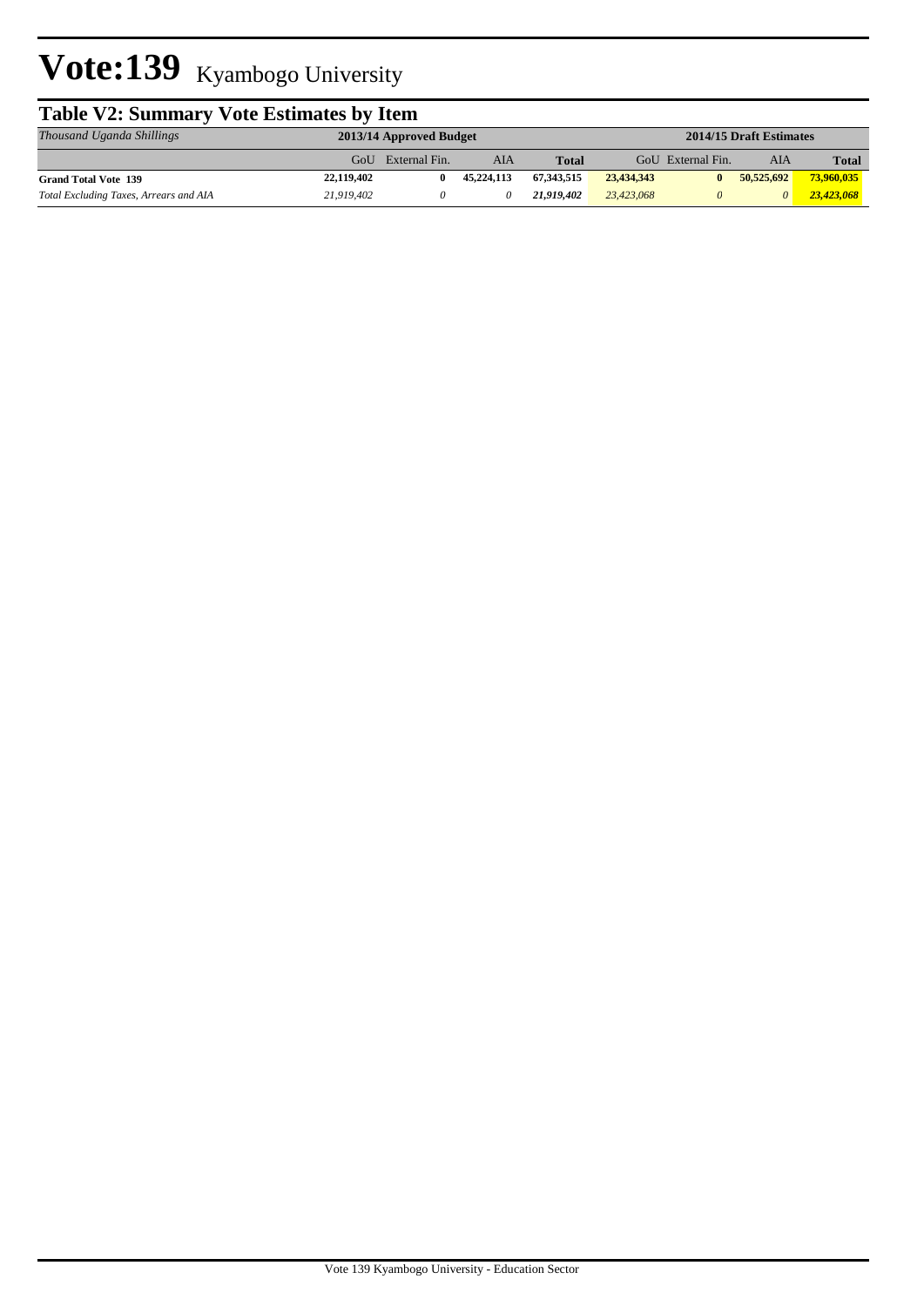# Vote:139 Kyambogo University

## Table V2: Summary Vote Estimates by Item

| *Thousand Uganda Shillings* | 2013/14 Approved Budget | | | | 2014/15 Draft Estimates | | | |
|---|---|---|---|---|---|---|---|---|
| | GoU | External Fin. | AIA | Total | GoU | External Fin. | AIA | Total |
| **Grand Total Vote 139** | **22,119,402** | **0** | **45,224,113** | **67,343,515** | **23,434,343** | **0** | **50,525,692** | **73,960,035** |
| *Total Excluding Taxes, Arrears and AIA* | *21,919,402* | *0* | *0* | ***21,919,402*** | *23,423,068* | *0* | *0* | ***23,423,068*** |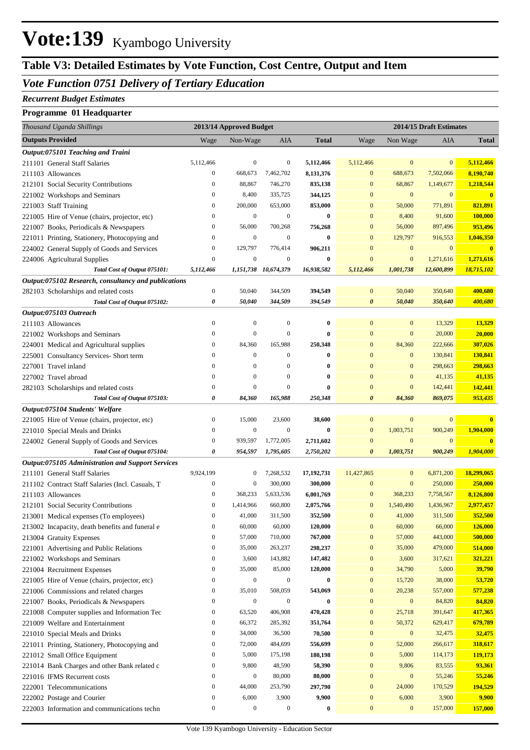# Vote:139 Kyambogo University

## Table V3: Detailed Estimates by Vote Function, Cost Centre, Output and Item

### *Vote Function 0751 Delivery of Tertiary Education*

***Recurrent Budget Estimates***

**Programme 01 Headquarter**

| *Thousand Uganda Shillings* | 2013/14 Approved Budget | | | | 2014/15 Draft Estimates | | | |
|---|---|---|---|---|---|---|---|---|
| **Outputs Provided** | Wage | Non-Wage | AIA | **Total** | Wage | Non Wage | AIA | **Total** |
| ***Output:075101 Teaching and Traini*** | | | | | | | | |
| 211101 General Staff Salaries | 5,112,466 | 0 | 0 | **5,112,466** | 5,112,466 | 0 | 0 | **5,112,466** |
| 211103 Allowances | 0 | 668,673 | 7,462,702 | **8,131,376** | 0 | 688,673 | 7,502,066 | **8,190,740** |
| 212101 Social Security Contributions | 0 | 88,867 | 746,270 | **835,138** | 0 | 68,867 | 1,149,677 | **1,218,544** |
| 221002 Workshops and Seminars | 0 | 8,400 | 335,725 | **344,125** | 0 | 0 | 0 | **0** |
| 221003 Staff Training | 0 | 200,000 | 653,000 | **853,000** | 0 | 50,000 | 771,891 | **821,891** |
| 221005 Hire of Venue (chairs, projector, etc) | 0 | 0 | 0 | **0** | 0 | 8,400 | 91,600 | **100,000** |
| 221007 Books, Periodicals & Newspapers | 0 | 56,000 | 700,268 | **756,268** | 0 | 56,000 | 897,496 | **953,496** |
| 221011 Printing, Stationery, Photocopying and | 0 | 0 | 0 | **0** | 0 | 129,797 | 916,553 | **1,046,350** |
| 224002 General Supply of Goods and Services | 0 | 129,797 | 776,414 | **906,211** | 0 | 0 | 0 | **0** |
| 224006 Agricultural Supplies | 0 | 0 | 0 | **0** | 0 | 0 | 1,271,616 | **1,271,616** |
| ***Total Cost of Output 075101:*** | ***5,112,466*** | ***1,151,738*** | ***10,674,379*** | ***16,938,582*** | ***5,112,466*** | ***1,001,738*** | ***12,600,899*** | ***18,715,102*** |
| ***Output:075102 Research, consultancy and publications*** | | | | | | | | |
| 282103 Scholarships and related costs | 0 | 50,040 | 344,509 | **394,549** | 0 | 50,040 | 350,640 | **400,680** |
| ***Total Cost of Output 075102:*** | ***0*** | ***50,040*** | ***344,509*** | ***394,549*** | ***0*** | ***50,040*** | ***350,640*** | ***400,680*** |
| ***Output:075103 Outreach*** | | | | | | | | |
| 211103 Allowances | 0 | 0 | 0 | **0** | 0 | 0 | 13,329 | **13,329** |
| 221002 Workshops and Seminars | 0 | 0 | 0 | **0** | 0 | 0 | 20,000 | **20,000** |
| 224001 Medical and Agricultural supplies | 0 | 84,360 | 165,988 | **250,348** | 0 | 84,360 | 222,666 | **307,026** |
| 225001 Consultancy Services- Short term | 0 | 0 | 0 | **0** | 0 | 0 | 130,841 | **130,841** |
| 227001 Travel inland | 0 | 0 | 0 | **0** | 0 | 0 | 298,663 | **298,663** |
| 227002 Travel abroad | 0 | 0 | 0 | **0** | 0 | 0 | 41,135 | **41,135** |
| 282103 Scholarships and related costs | 0 | 0 | 0 | **0** | 0 | 0 | 142,441 | **142,441** |
| ***Total Cost of Output 075103:*** | ***0*** | ***84,360*** | ***165,988*** | ***250,348*** | ***0*** | ***84,360*** | ***869,075*** | ***953,435*** |
| ***Output:075104 Students' Welfare*** | | | | | | | | |
| 221005 Hire of Venue (chairs, projector, etc) | 0 | 15,000 | 23,600 | **38,600** | 0 | 0 | 0 | **0** |
| 221010 Special Meals and Drinks | 0 | 0 | 0 | **0** | 0 | 1,003,751 | 900,249 | **1,904,000** |
| 224002 General Supply of Goods and Services | 0 | 939,597 | 1,772,005 | **2,711,602** | 0 | 0 | 0 | **0** |
| ***Total Cost of Output 075104:*** | ***0*** | ***954,597*** | ***1,795,605*** | ***2,750,202*** | ***0*** | ***1,003,751*** | ***900,249*** | ***1,904,000*** |
| ***Output:075105 Administration and Support Services*** | | | | | | | | |
| 211101 General Staff Salaries | 9,924,199 | 0 | 7,268,532 | **17,192,731** | 11,427,865 | 0 | 6,871,200 | **18,299,065** |
| 211102 Contract Staff Salaries (Incl. Casuals, T | 0 | 0 | 300,000 | **300,000** | 0 | 0 | 250,000 | **250,000** |
| 211103 Allowances | 0 | 368,233 | 5,633,536 | **6,001,769** | 0 | 368,233 | 7,758,567 | **8,126,800** |
| 212101 Social Security Contributions | 0 | 1,414,966 | 660,800 | **2,075,766** | 0 | 1,540,490 | 1,436,967 | **2,977,457** |
| 213001 Medical expenses (To employees) | 0 | 41,000 | 311,500 | **352,500** | 0 | 41,000 | 311,500 | **352,500** |
| 213002 Incapacity, death benefits and funeral e | 0 | 60,000 | 60,000 | **120,000** | 0 | 60,000 | 66,000 | **126,000** |
| 213004 Gratuity Expenses | 0 | 57,000 | 710,000 | **767,000** | 0 | 57,000 | 443,000 | **500,000** |
| 221001 Advertising and Public Relations | 0 | 35,000 | 263,237 | **298,237** | 0 | 35,000 | 479,000 | **514,000** |
| 221002 Workshops and Seminars | 0 | 3,600 | 143,882 | **147,482** | 0 | 3,600 | 317,621 | **321,221** |
| 221004 Recruitment Expenses | 0 | 35,000 | 85,000 | **120,000** | 0 | 34,790 | 5,000 | **39,790** |
| 221005 Hire of Venue (chairs, projector, etc) | 0 | 0 | 0 | **0** | 0 | 15,720 | 38,000 | **53,720** |
| 221006 Commissions and related charges | 0 | 35,010 | 508,059 | **543,069** | 0 | 20,238 | 557,000 | **577,238** |
| 221007 Books, Periodicals & Newspapers | 0 | 0 | 0 | **0** | 0 | 0 | 84,820 | **84,820** |
| 221008 Computer supplies and Information Tec | 0 | 63,520 | 406,908 | **470,428** | 0 | 25,718 | 391,647 | **417,365** |
| 221009 Welfare and Entertainment | 0 | 66,372 | 285,392 | **351,764** | 0 | 50,372 | 629,417 | **679,789** |
| 221010 Special Meals and Drinks | 0 | 34,000 | 36,500 | **70,500** | 0 | 0 | 32,475 | **32,475** |
| 221011 Printing, Stationery, Photocopying and | 0 | 72,000 | 484,699 | **556,699** | 0 | 52,000 | 266,617 | **318,617** |
| 221012 Small Office Equipment | 0 | 5,000 | 175,198 | **180,198** | 0 | 5,000 | 114,173 | **119,173** |
| 221014 Bank Charges and other Bank related c | 0 | 9,800 | 48,590 | **58,390** | 0 | 9,806 | 83,555 | **93,361** |
| 221016 IFMS Recurrent costs | 0 | 0 | 80,000 | **80,000** | 0 | 0 | 55,246 | **55,246** |
| 222001 Telecommunications | 0 | 44,000 | 253,790 | **297,790** | 0 | 24,000 | 170,529 | **194,529** |
| 222002 Postage and Courier | 0 | 6,000 | 3,900 | **9,900** | 0 | 6,000 | 3,900 | **9,900** |
| 222003 Information and communications techn | 0 | 0 | 0 | **0** | 0 | 0 | 157,000 | **157,000** |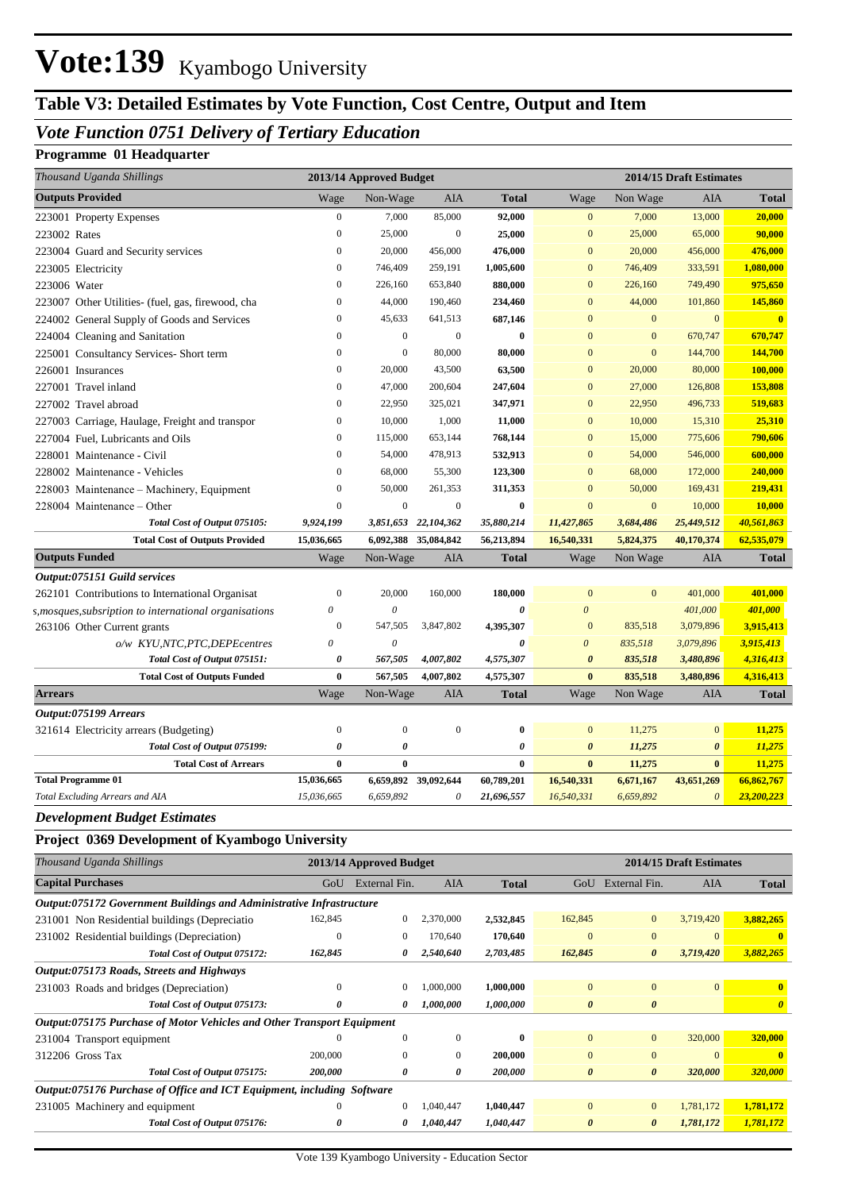# Vote:139 Kyambogo University

## Table V3: Detailed Estimates by Vote Function, Cost Centre, Output and Item

### *Vote Function 0751 Delivery of Tertiary Education*

**Programme 01 Headquarter**

| *Thousand Uganda Shillings* | 2013/14 Approved Budget | | | | 2014/15 Draft Estimates | | | |
|---|---|---|---|---|---|---|---|---|
| **Outputs Provided** | Wage | Non-Wage | AIA | **Total** | Wage | Non Wage | AIA | **Total** |
| 223001 Property Expenses | 0 | 7,000 | 85,000 | **92,000** | 0 | 7,000 | 13,000 | **20,000** |
| 223002 Rates | 0 | 25,000 | 0 | **25,000** | 0 | 25,000 | 65,000 | **90,000** |
| 223004 Guard and Security services | 0 | 20,000 | 456,000 | **476,000** | 0 | 20,000 | 456,000 | **476,000** |
| 223005 Electricity | 0 | 746,409 | 259,191 | **1,005,600** | 0 | 746,409 | 333,591 | **1,080,000** |
| 223006 Water | 0 | 226,160 | 653,840 | **880,000** | 0 | 226,160 | 749,490 | **975,650** |
| 223007 Other Utilities- (fuel, gas, firewood, cha | 0 | 44,000 | 190,460 | **234,460** | 0 | 44,000 | 101,860 | **145,860** |
| 224002 General Supply of Goods and Services | 0 | 45,633 | 641,513 | **687,146** | 0 | 0 | 0 | **0** |
| 224004 Cleaning and Sanitation | 0 | 0 | 0 | **0** | 0 | 0 | 670,747 | **670,747** |
| 225001 Consultancy Services- Short term | 0 | 0 | 80,000 | **80,000** | 0 | 0 | 144,700 | **144,700** |
| 226001 Insurances | 0 | 20,000 | 43,500 | **63,500** | 0 | 20,000 | 80,000 | **100,000** |
| 227001 Travel inland | 0 | 47,000 | 200,604 | **247,604** | 0 | 27,000 | 126,808 | **153,808** |
| 227002 Travel abroad | 0 | 22,950 | 325,021 | **347,971** | 0 | 22,950 | 496,733 | **519,683** |
| 227003 Carriage, Haulage, Freight and transpor | 0 | 10,000 | 1,000 | **11,000** | 0 | 10,000 | 15,310 | **25,310** |
| 227004 Fuel, Lubricants and Oils | 0 | 115,000 | 653,144 | **768,144** | 0 | 15,000 | 775,606 | **790,606** |
| 228001 Maintenance - Civil | 0 | 54,000 | 478,913 | **532,913** | 0 | 54,000 | 546,000 | **600,000** |
| 228002 Maintenance - Vehicles | 0 | 68,000 | 55,300 | **123,300** | 0 | 68,000 | 172,000 | **240,000** |
| 228003 Maintenance – Machinery, Equipment | 0 | 50,000 | 261,353 | **311,353** | 0 | 50,000 | 169,431 | **219,431** |
| 228004 Maintenance – Other | 0 | 0 | 0 | **0** | 0 | 0 | 10,000 | **10,000** |
| ***Total Cost of Output 075105:*** | ***9,924,199*** | ***3,851,653*** | ***22,104,362*** | ***35,880,214*** | ***11,427,865*** | ***3,684,486*** | ***25,449,512*** | ***40,561,863*** |
| **Total Cost of Outputs Provided** | **15,036,665** | **6,092,388** | **35,084,842** | **56,213,894** | **16,540,331** | **5,824,375** | **40,170,374** | **62,535,079** |
| **Outputs Funded** | Wage | Non-Wage | AIA | **Total** | Wage | Non Wage | AIA | **Total** |
| ***Output:075151 Guild services*** | | | | | | | | |
| 262101 Contributions to International Organisat | 0 | 20,000 | 160,000 | **180,000** | 0 | 0 | 401,000 | **401,000** |
| *s,mosques,subsription to international organisations* | *0* | *0* | | ***0*** | *0* | | *401,000* | ***401,000*** |
| 263106 Other Current grants | 0 | 547,505 | 3,847,802 | **4,395,307** | 0 | 835,518 | 3,079,896 | **3,915,413** |
| *o/w KYU,NTC,PTC,DEPEcentres* | *0* | *0* | | ***0*** | *0* | *835,518* | *3,079,896* | ***3,915,413*** |
| ***Total Cost of Output 075151:*** | ***0*** | ***567,505*** | ***4,007,802*** | ***4,575,307*** | ***0*** | ***835,518*** | ***3,480,896*** | ***4,316,413*** |
| **Total Cost of Outputs Funded** | **0** | **567,505** | **4,007,802** | **4,575,307** | **0** | **835,518** | **3,480,896** | **4,316,413** |
| **Arrears** | Wage | Non-Wage | AIA | **Total** | Wage | Non Wage | AIA | **Total** |
| ***Output:075199 Arrears*** | | | | | | | | |
| 321614 Electricity arrears (Budgeting) | 0 | 0 | 0 | **0** | 0 | 11,275 | 0 | **11,275** |
| ***Total Cost of Output 075199:*** | ***0*** | ***0*** | | ***0*** | ***0*** | ***11,275*** | ***0*** | ***11,275*** |
| **Total Cost of Arrears** | **0** | **0** | | **0** | **0** | **11,275** | **0** | **11,275** |
| **Total Programme 01** | **15,036,665** | **6,659,892** | **39,092,644** | **60,789,201** | **16,540,331** | **6,671,167** | **43,651,269** | **66,862,767** |
| *Total Excluding Arrears and AIA* | *15,036,665* | *6,659,892* | *0* | *21,696,557* | *16,540,331* | *6,659,892* | *0* | *23,200,223* |

### *Development Budget Estimates*

**Project 0369 Development of Kyambogo University**

| *Thousand Uganda Shillings* | 2013/14 Approved Budget | | | | 2014/15 Draft Estimates | | | |
|---|---|---|---|---|---|---|---|---|
| **Capital Purchases** | GoU | External Fin. | AIA | **Total** | GoU | External Fin. | AIA | **Total** |
| ***Output:075172 Government Buildings and Administrative Infrastructure*** | | | | | | | | |
| 231001 Non Residential buildings (Depreciatio | 162,845 | 0 | 2,370,000 | **2,532,845** | 162,845 | 0 | 3,719,420 | **3,882,265** |
| 231002 Residential buildings (Depreciation) | 0 | 0 | 170,640 | **170,640** | 0 | 0 | 0 | **0** |
| ***Total Cost of Output 075172:*** | ***162,845*** | ***0*** | ***2,540,640*** | ***2,703,485*** | ***162,845*** | ***0*** | ***3,719,420*** | ***3,882,265*** |
| ***Output:075173 Roads, Streets and Highways*** | | | | | | | | |
| 231003 Roads and bridges (Depreciation) | 0 | 0 | 1,000,000 | **1,000,000** | 0 | 0 | 0 | **0** |
| ***Total Cost of Output 075173:*** | ***0*** | ***0*** | ***1,000,000*** | ***1,000,000*** | ***0*** | ***0*** | | ***0*** |
| ***Output:075175 Purchase of Motor Vehicles and Other Transport Equipment*** | | | | | | | | |
| 231004 Transport equipment | 0 | 0 | 0 | **0** | 0 | 0 | 320,000 | **320,000** |
| 312206 Gross Tax | 200,000 | 0 | 0 | **200,000** | 0 | 0 | 0 | **0** |
| ***Total Cost of Output 075175:*** | ***200,000*** | ***0*** | ***0*** | ***200,000*** | ***0*** | ***0*** | ***320,000*** | ***320,000*** |
| ***Output:075176 Purchase of Office and ICT Equipment, including Software*** | | | | | | | | |
| 231005 Machinery and equipment | 0 | 0 | 1,040,447 | **1,040,447** | 0 | 0 | 1,781,172 | **1,781,172** |
| ***Total Cost of Output 075176:*** | ***0*** | ***0*** | ***1,040,447*** | ***1,040,447*** | ***0*** | ***0*** | ***1,781,172*** | ***1,781,172*** |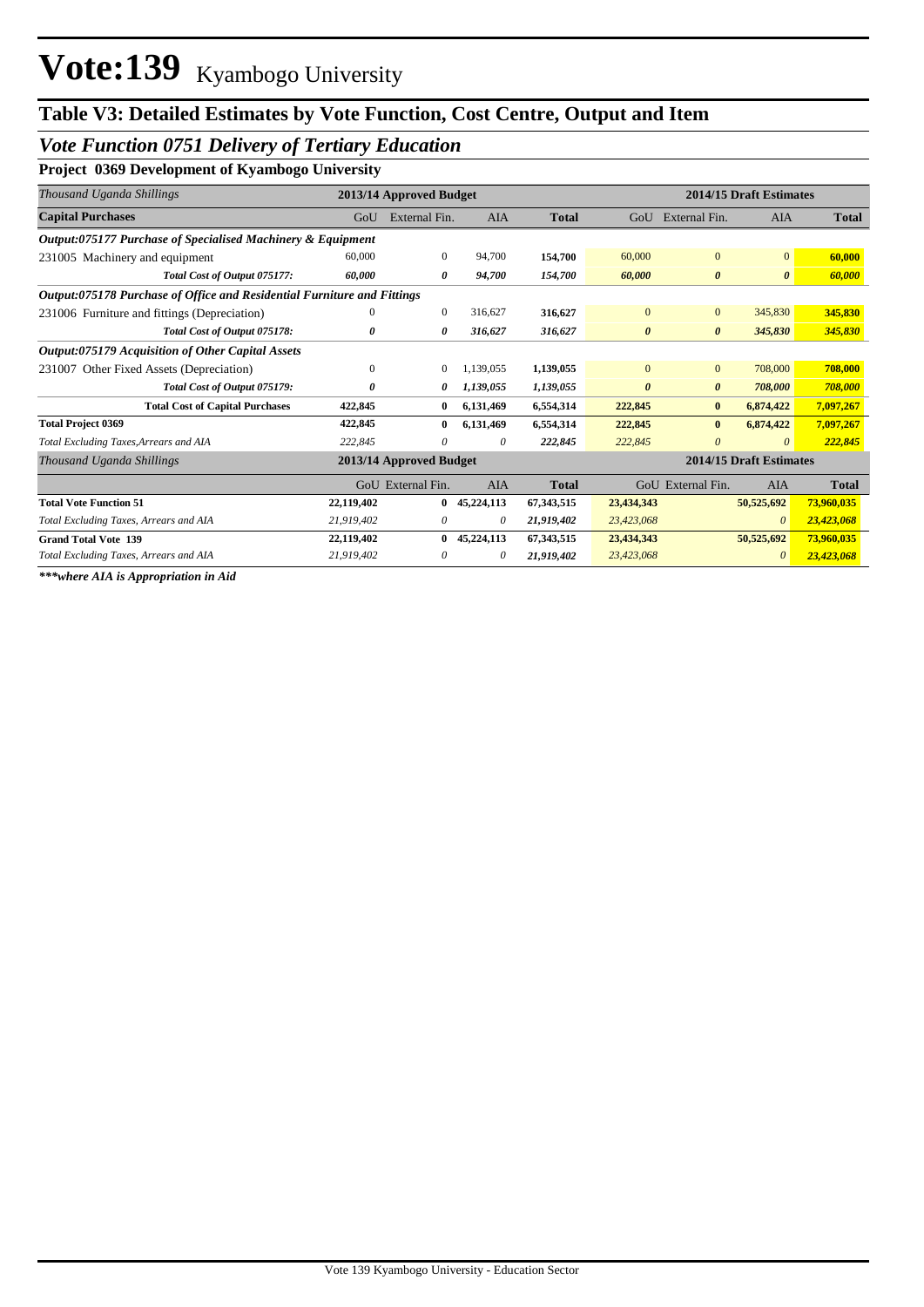# Vote:139 Kyambogo University

## Table V3: Detailed Estimates by Vote Function, Cost Centre, Output and Item

### *Vote Function 0751 Delivery of Tertiary Education*

**Project 0369 Development of Kyambogo University**

| *Thousand Uganda Shillings* | 2013/14 Approved Budget | | | | 2014/15 Draft Estimates | | | |
|---|---|---|---|---|---|---|---|---|
| **Capital Purchases** | GoU | External Fin. | AIA | **Total** | GoU | External Fin. | AIA | **Total** |
| ***Output:075177 Purchase of Specialised Machinery & Equipment*** | | | | | | | | |
| 231005 Machinery and equipment | 60,000 | 0 | 94,700 | **154,700** | 60,000 | 0 | 0 | **60,000** |
| ***Total Cost of Output 075177:*** | ***60,000*** | ***0*** | ***94,700*** | ***154,700*** | ***60,000*** | ***0*** | ***0*** | ***60,000*** |
| ***Output:075178 Purchase of Office and Residential Furniture and Fittings*** | | | | | | | | |
| 231006 Furniture and fittings (Depreciation) | 0 | 0 | 316,627 | **316,627** | 0 | 0 | 345,830 | **345,830** |
| ***Total Cost of Output 075178:*** | ***0*** | ***0*** | ***316,627*** | ***316,627*** | ***0*** | ***0*** | ***345,830*** | ***345,830*** |
| ***Output:075179 Acquisition of Other Capital Assets*** | | | | | | | | |
| 231007 Other Fixed Assets (Depreciation) | 0 | 0 | 1,139,055 | **1,139,055** | 0 | 0 | 708,000 | **708,000** |
| ***Total Cost of Output 075179:*** | ***0*** | ***0*** | ***1,139,055*** | ***1,139,055*** | ***0*** | ***0*** | ***708,000*** | ***708,000*** |
| **Total Cost of Capital Purchases** | **422,845** | **0** | **6,131,469** | **6,554,314** | **222,845** | **0** | **6,874,422** | **7,097,267** |
| **Total Project 0369** | **422,845** | **0** | **6,131,469** | **6,554,314** | **222,845** | **0** | **6,874,422** | **7,097,267** |
| *Total Excluding Taxes,Arrears and AIA* | *222,845* | *0* | *0* | ***222,845*** | *222,845* | *0* | *0* | ***222,845*** |

| *Thousand Uganda Shillings* | 2013/14 Approved Budget | | | | 2014/15 Draft Estimates | | | |
|---|---|---|---|---|---|---|---|---|
| | GoU | External Fin. | AIA | **Total** | GoU | External Fin. | AIA | **Total** |
| **Total Vote Function 51** | **22,119,402** | **0** | **45,224,113** | **67,343,515** | **23,434,343** | | **50,525,692** | **73,960,035** |
| *Total Excluding Taxes, Arrears and AIA* | *21,919,402* | *0* | *0* | ***21,919,402*** | *23,423,068* | | *0* | ***23,423,068*** |
| **Grand Total Vote 139** | **22,119,402** | **0** | **45,224,113** | **67,343,515** | **23,434,343** | | **50,525,692** | **73,960,035** |
| *Total Excluding Taxes, Arrears and AIA* | *21,919,402* | *0* | *0* | ***21,919,402*** | *23,423,068* | | *0* | ***23,423,068*** |

***\*\*\*where AIA is Appropriation in Aid***